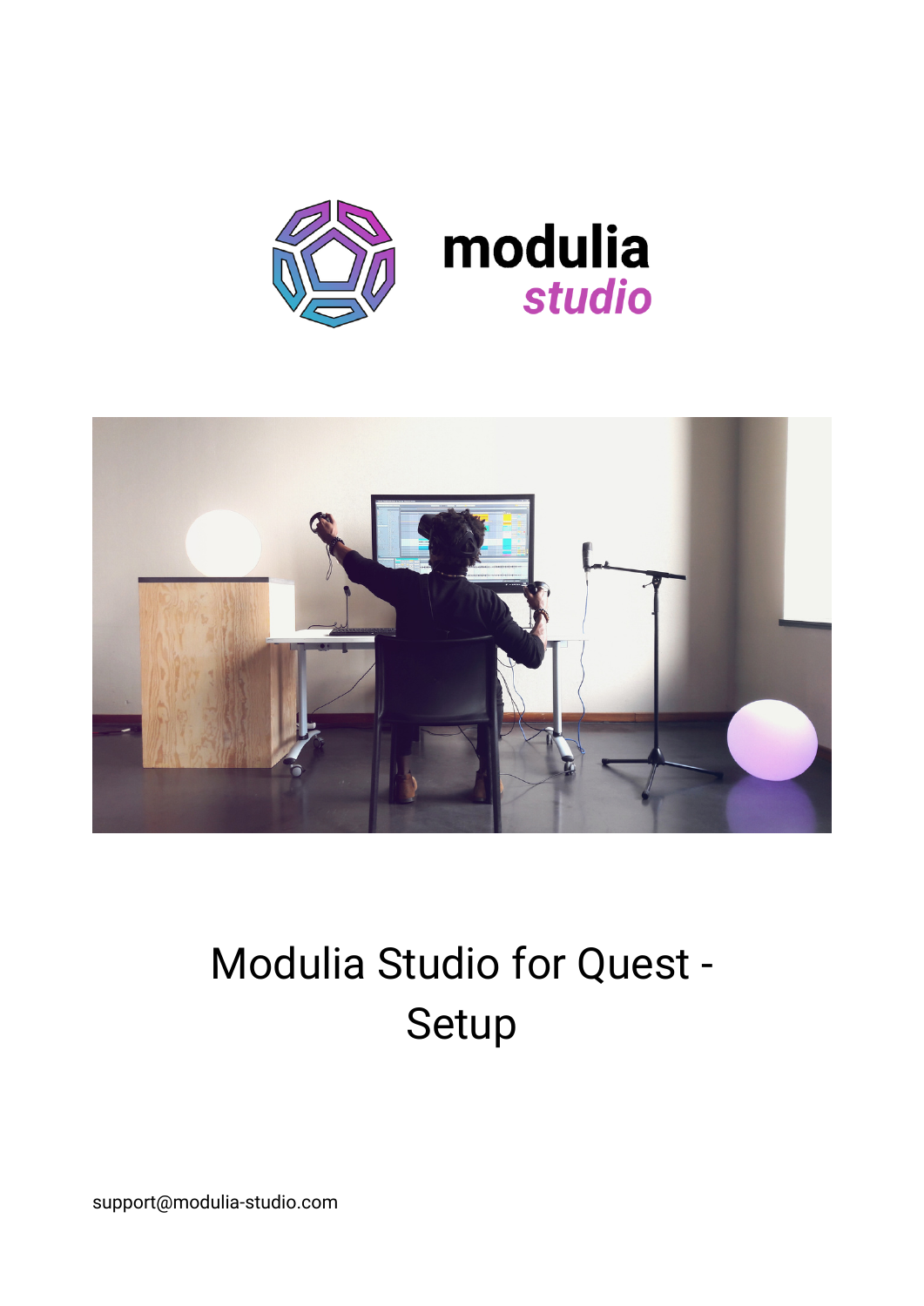# Modulia Studio for Quest - Setup

support@modulia-studio.com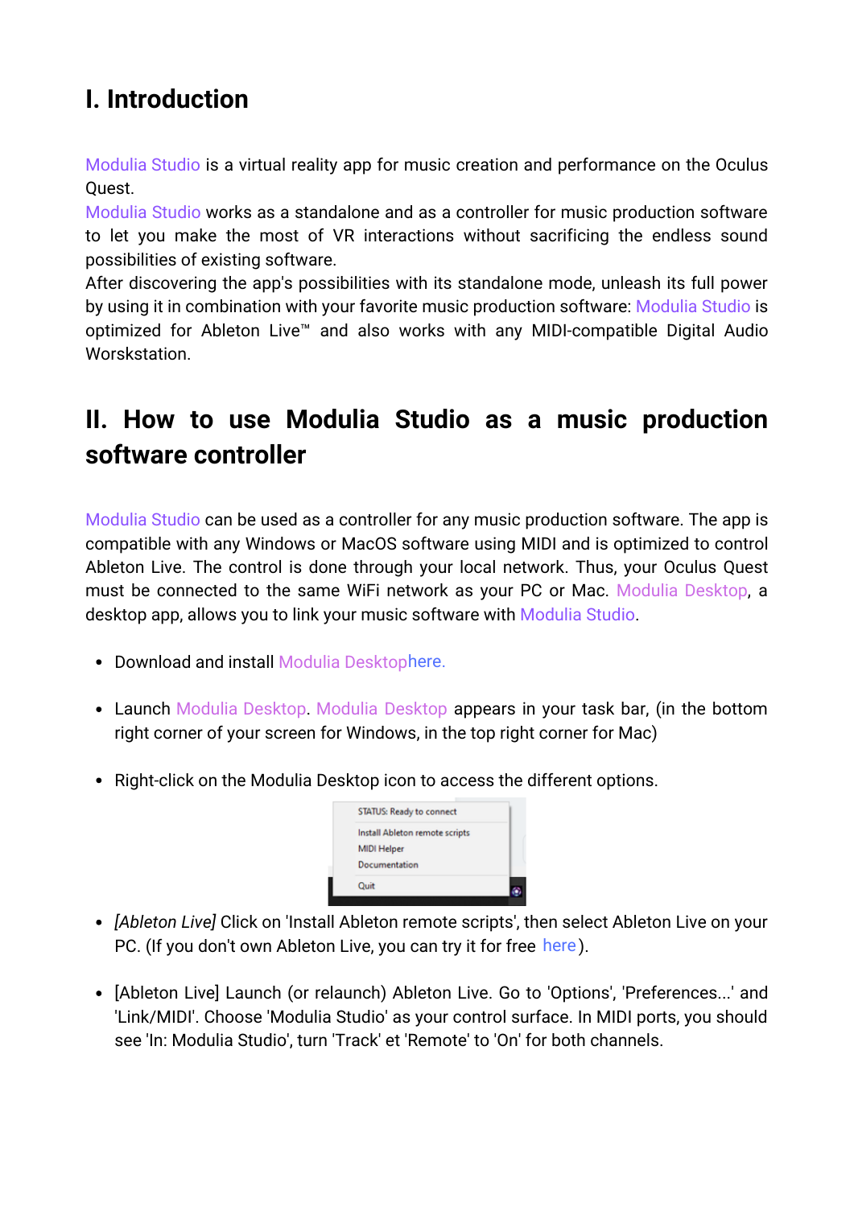# I. Introduction

Modulia Studio is a virtual reality app for music creation and performance on the Oculus Quest.
Modulia Studio works as a standalone and as a controller for music production software to let you make the most of VR interactions without sacrificing the endless sound possibilities of existing software.
After discovering the app's possibilities with its standalone mode, unleash its full power by using it in combination with your favorite music production software: Modulia Studio is optimized for Ableton Live™ and also works with any MIDI-compatible Digital Audio Worskstation.

# II. How to use Modulia Studio as a music production software controller

Modulia Studio can be used as a controller for any music production software. The app is compatible with any Windows or MacOS software using MIDI and is optimized to control Ableton Live. The control is done through your local network. Thus, your Oculus Quest must be connected to the same WiFi network as your PC or Mac. Modulia Desktop, a desktop app, allows you to link your music software with Modulia Studio.

- Download and install Modulia Desktophere.
- Launch Modulia Desktop. Modulia Desktop appears in your task bar, (in the bottom right corner of your screen for Windows, in the top right corner for Mac)
- Right-click on the Modulia Desktop icon to access the different options.

STATUS: Ready to connect
Install Ableton remote scripts
MIDI Helper
Documentation
Quit

- *[Ableton Live]* Click on 'Install Ableton remote scripts', then select Ableton Live on your PC. (If you don't own Ableton Live, you can try it for free here).
- [Ableton Live] Launch (or relaunch) Ableton Live. Go to 'Options', 'Preferences...' and 'Link/MIDI'. Choose 'Modulia Studio' as your control surface. In MIDI ports, you should see 'In: Modulia Studio', turn 'Track' et 'Remote' to 'On' for both channels.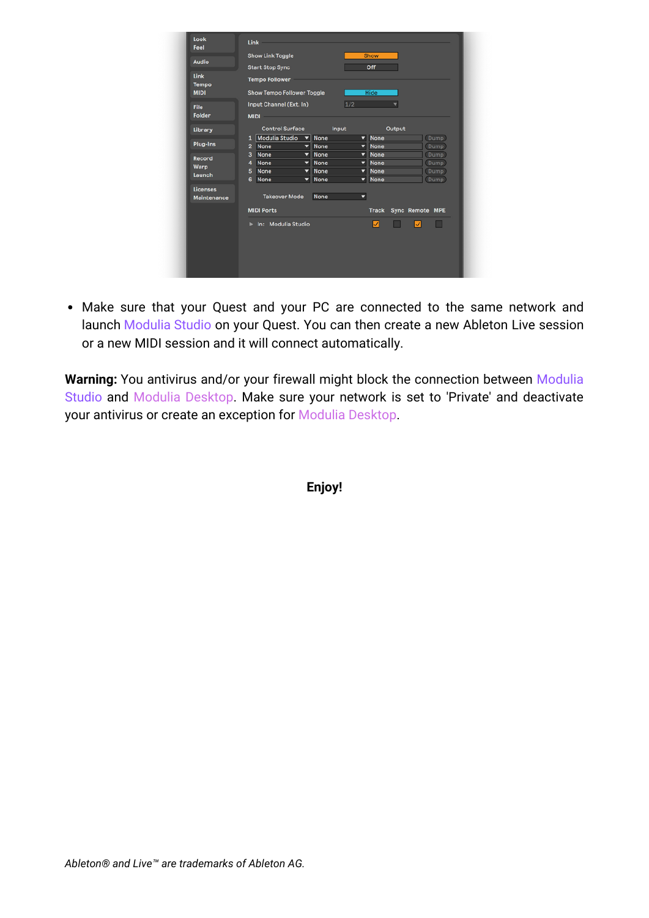- Make sure that your Quest and your PC are connected to the same network and launch Modulia Studio on your Quest. You can then create a new Ableton Live session or a new MIDI session and it will connect automatically.

**Warning:** You antivirus and/or your firewall might block the connection between Modulia Studio and Modulia Desktop. Make sure your network is set to 'Private' and deactivate your antivirus or create an exception for Modulia Desktop.

**Enjoy!**

*Ableton® and Live™ are trademarks of Ableton AG.*